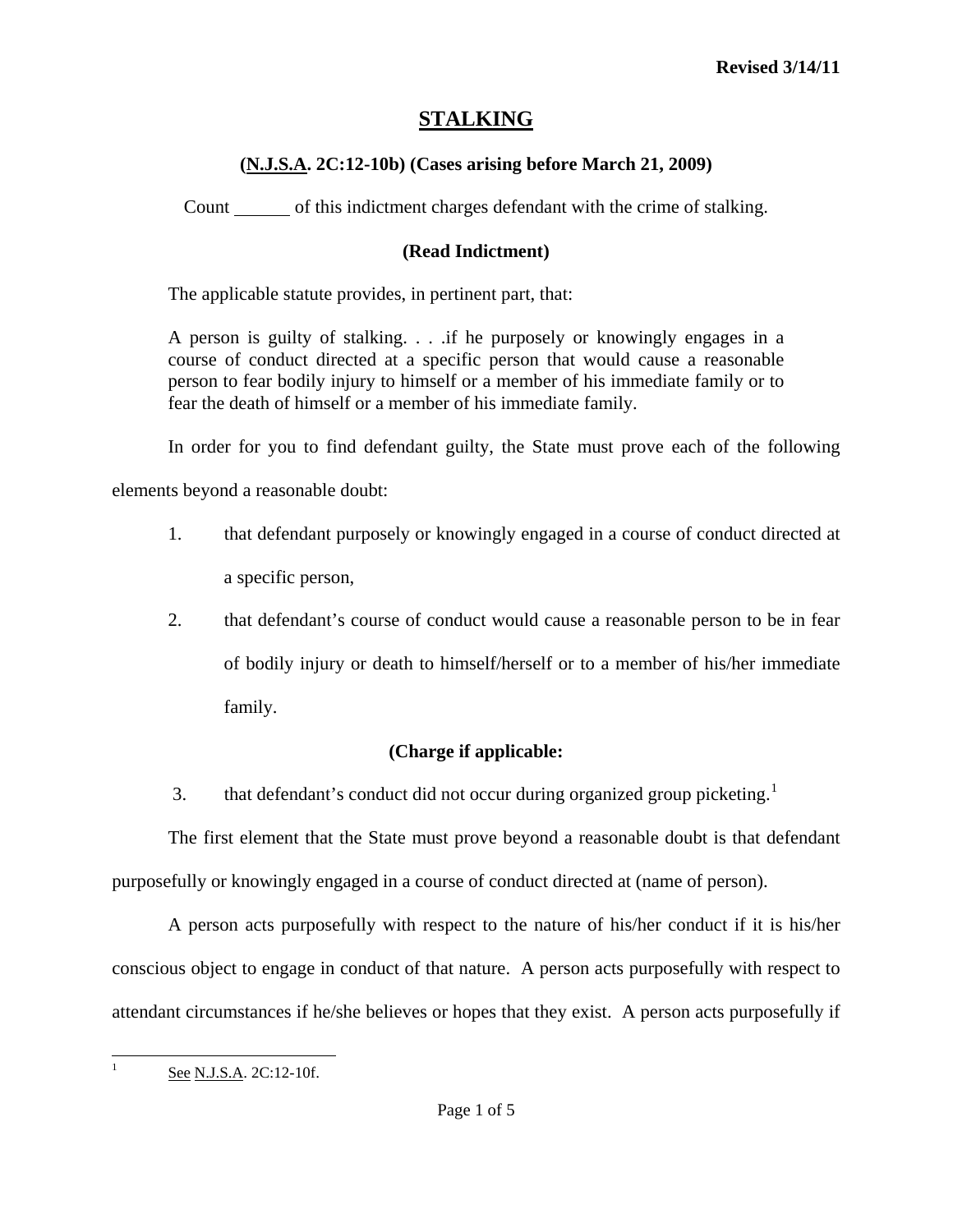Revised 3/14/11

# STALKING

### (N.J.S.A. 2C:12-10b) (Cases arising before March 21, 2009)

Count ______ of this indictment charges defendant with the crime of stalking.

### (Read Indictment)

The applicable statute provides, in pertinent part, that:

> A person is guilty of stalking. . . .if he purposely or knowingly engages in a course of conduct directed at a specific person that would cause a reasonable person to fear bodily injury to himself or a member of his immediate family or to fear the death of himself or a member of his immediate family.

In order for you to find defendant guilty, the State must prove each of the following elements beyond a reasonable doubt:

1. that defendant purposely or knowingly engaged in a course of conduct directed at a specific person,
2. that defendant's course of conduct would cause a reasonable person to be in fear of bodily injury or death to himself/herself or to a member of his/her immediate family.

**(Charge if applicable:**

3. that defendant's conduct did not occur during organized group picketing.[1]

The first element that the State must prove beyond a reasonable doubt is that defendant purposefully or knowingly engaged in a course of conduct directed at (name of person).

A person acts purposefully with respect to the nature of his/her conduct if it is his/her conscious object to engage in conduct of that nature. A person acts purposefully with respect to attendant circumstances if he/she believes or hopes that they exist. A person acts purposefully if

---

[1] See N.J.S.A. 2C:12-10f.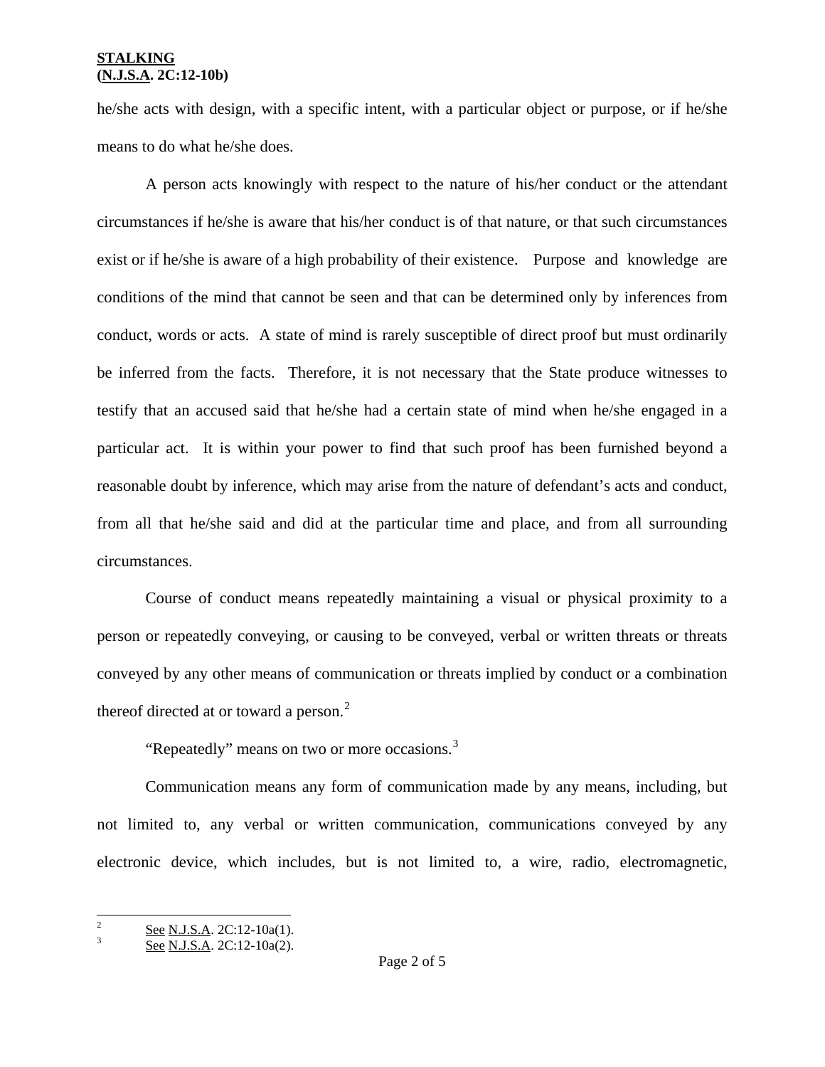he/she acts with design, with a specific intent, with a particular object or purpose, or if he/she means to do what he/she does.

A person acts knowingly with respect to the nature of his/her conduct or the attendant circumstances if he/she is aware that his/her conduct is of that nature, or that such circumstances exist or if he/she is aware of a high probability of their existence. Purpose and knowledge are conditions of the mind that cannot be seen and that can be determined only by inferences from conduct, words or acts. A state of mind is rarely susceptible of direct proof but must ordinarily be inferred from the facts. Therefore, it is not necessary that the State produce witnesses to testify that an accused said that he/she had a certain state of mind when he/she engaged in a particular act. It is within your power to find that such proof has been furnished beyond a reasonable doubt by inference, which may arise from the nature of defendant's acts and conduct, from all that he/she said and did at the particular time and place, and from all surrounding circumstances.

Course of conduct means repeatedly maintaining a visual or physical proximity to a person or repeatedly conveying, or causing to be conveyed, verbal or written threats or threats conveyed by any other means of communication or threats implied by conduct or a combination thereof directed at or toward a person.[2]

"Repeatedly" means on two or more occasions.[3]

Communication means any form of communication made by any means, including, but not limited to, any verbal or written communication, communications conveyed by any electronic device, which includes, but is not limited to, a wire, radio, electromagnetic,

---

[2] See N.J.S.A. 2C:12-10a(1).

[3] See N.J.S.A. 2C:12-10a(2).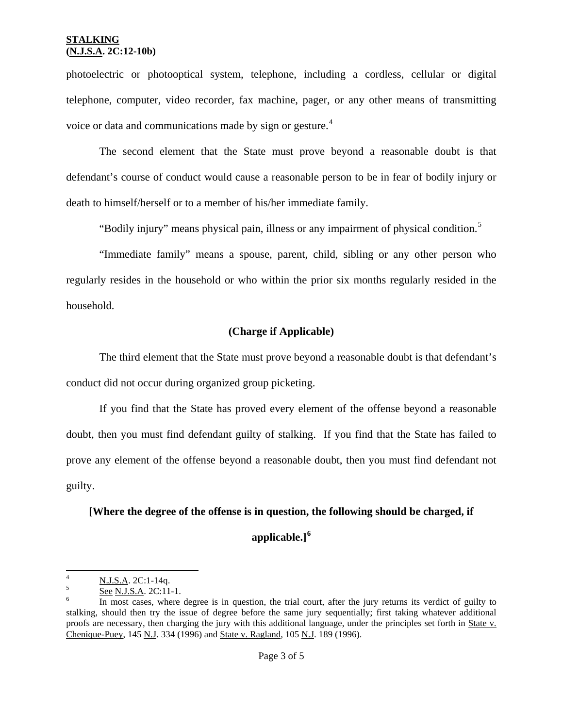photoelectric or photooptical system, telephone, including a cordless, cellular or digital telephone, computer, video recorder, fax machine, pager, or any other means of transmitting voice or data and communications made by sign or gesture.[4]

The second element that the State must prove beyond a reasonable doubt is that defendant's course of conduct would cause a reasonable person to be in fear of bodily injury or death to himself/herself or to a member of his/her immediate family.

"Bodily injury" means physical pain, illness or any impairment of physical condition.[5]

"Immediate family" means a spouse, parent, child, sibling or any other person who regularly resides in the household or who within the prior six months regularly resided in the household.

**(Charge if Applicable)**

The third element that the State must prove beyond a reasonable doubt is that defendant's conduct did not occur during organized group picketing.

If you find that the State has proved every element of the offense beyond a reasonable doubt, then you must find defendant guilty of stalking. If you find that the State has failed to prove any element of the offense beyond a reasonable doubt, then you must find defendant not guilty.

**[Where the degree of the offense is in question, the following should be charged, if applicable.]**[6]

---

[4] N.J.S.A. 2C:1-14q.

[5] See N.J.S.A. 2C:11-1.

[6] In most cases, where degree is in question, the trial court, after the jury returns its verdict of guilty to stalking, should then try the issue of degree before the same jury sequentially; first taking whatever additional proofs are necessary, then charging the jury with this additional language, under the principles set forth in State v. Chenique-Puey, 145 N.J. 334 (1996) and State v. Ragland, 105 N.J. 189 (1996).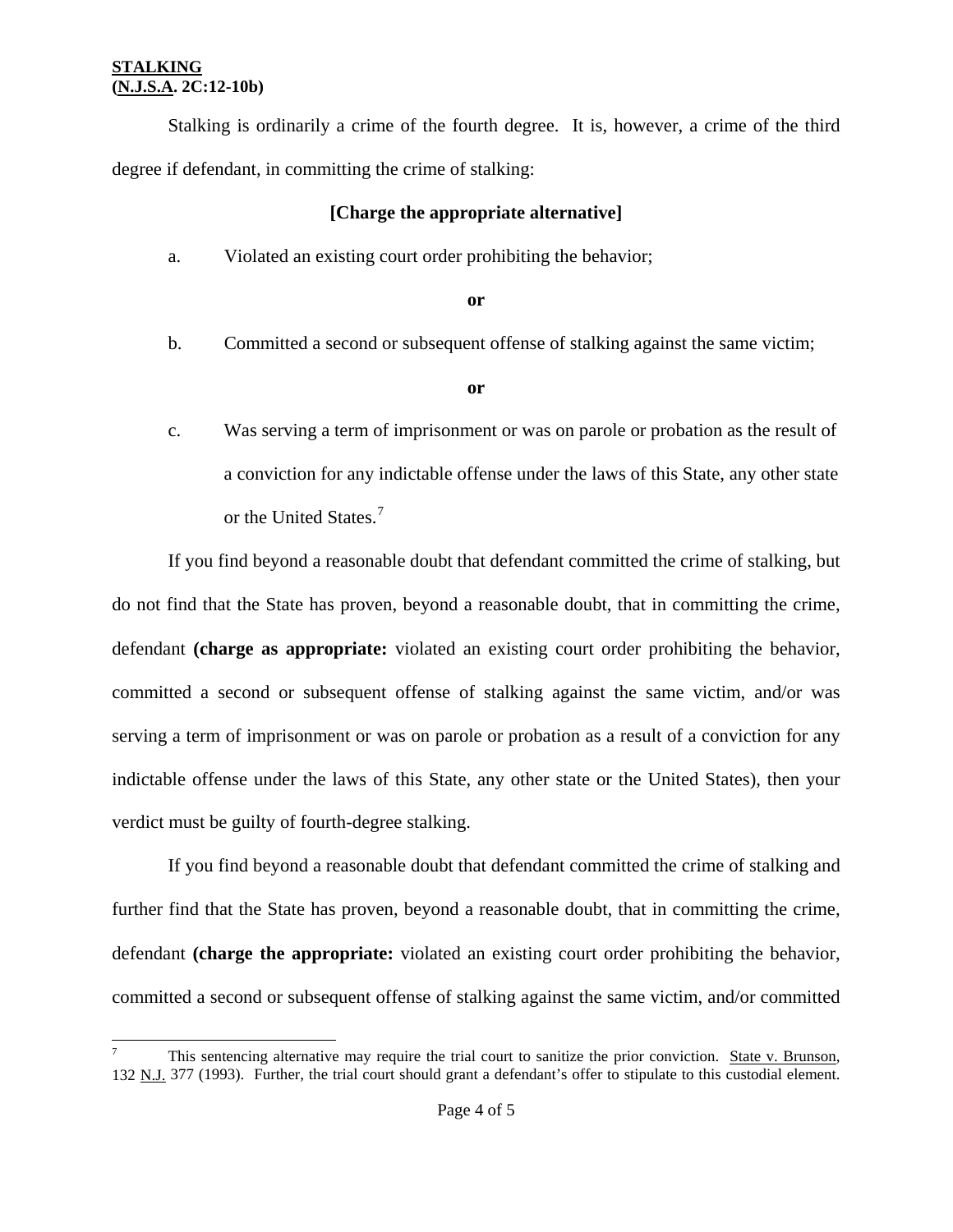**STALKING**
**(N.J.S.A. 2C:12-10b)**

Stalking is ordinarily a crime of the fourth degree. It is, however, a crime of the third degree if defendant, in committing the crime of stalking:

**[Charge the appropriate alternative]**

a. Violated an existing court order prohibiting the behavior;

**or**

b. Committed a second or subsequent offense of stalking against the same victim;

**or**

c. Was serving a term of imprisonment or was on parole or probation as the result of a conviction for any indictable offense under the laws of this State, any other state or the United States.[7]

If you find beyond a reasonable doubt that defendant committed the crime of stalking, but do not find that the State has proven, beyond a reasonable doubt, that in committing the crime, defendant **(charge as appropriate:** violated an existing court order prohibiting the behavior, committed a second or subsequent offense of stalking against the same victim, and/or was serving a term of imprisonment or was on parole or probation as a result of a conviction for any indictable offense under the laws of this State, any other state or the United States), then your verdict must be guilty of fourth-degree stalking.

If you find beyond a reasonable doubt that defendant committed the crime of stalking and further find that the State has proven, beyond a reasonable doubt, that in committing the crime, defendant **(charge the appropriate:** violated an existing court order prohibiting the behavior, committed a second or subsequent offense of stalking against the same victim, and/or committed

---

[7] This sentencing alternative may require the trial court to sanitize the prior conviction. State v. Brunson, 132 N.J. 377 (1993). Further, the trial court should grant a defendant's offer to stipulate to this custodial element.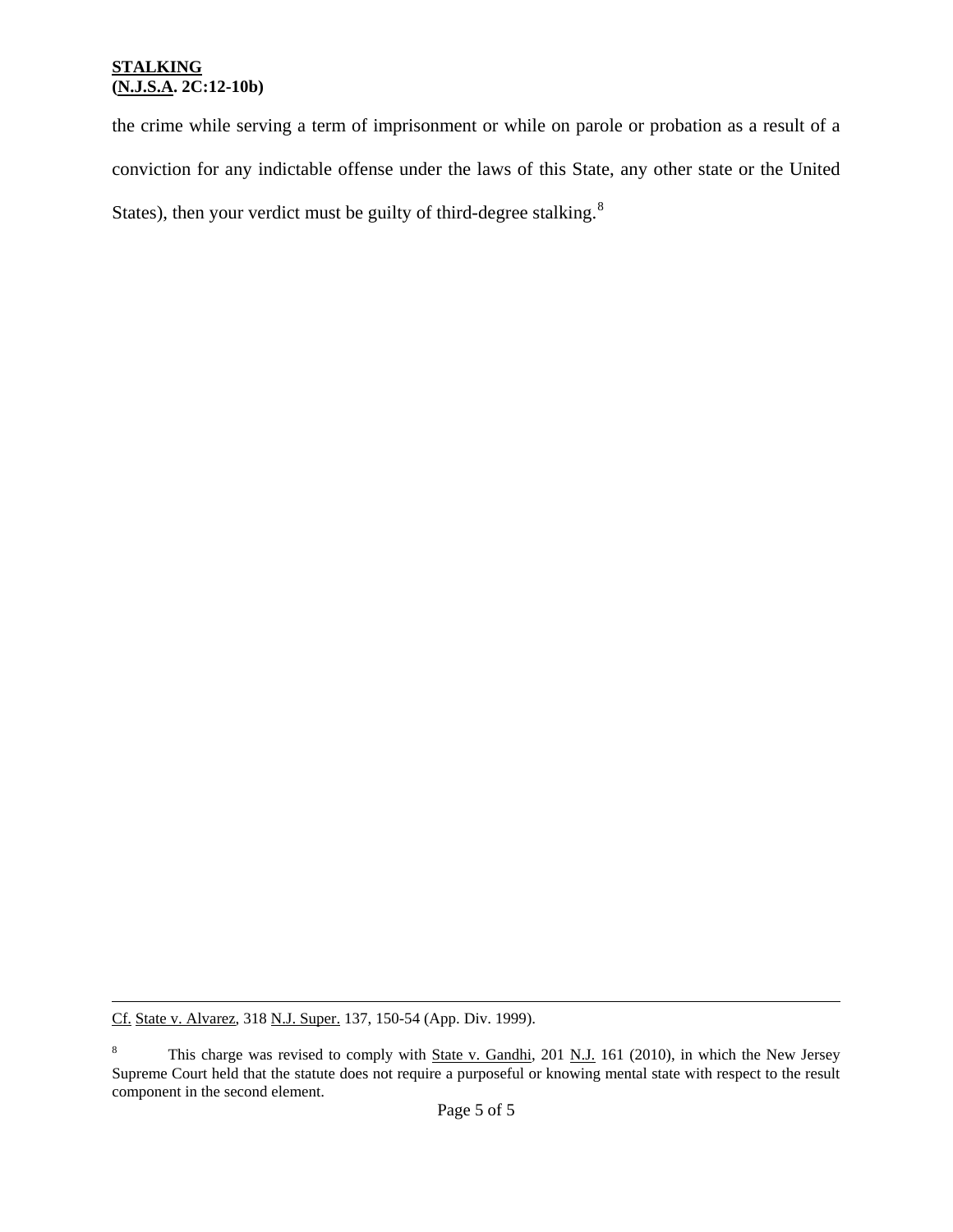the crime while serving a term of imprisonment or while on parole or probation as a result of a conviction for any indictable offense under the laws of this State, any other state or the United States), then your verdict must be guilty of third-degree stalking.[8]

---

Cf. State v. Alvarez, 318 N.J. Super. 137, 150-54 (App. Div. 1999).

[8] This charge was revised to comply with State v. Gandhi, 201 N.J. 161 (2010), in which the New Jersey Supreme Court held that the statute does not require a purposeful or knowing mental state with respect to the result component in the second element.